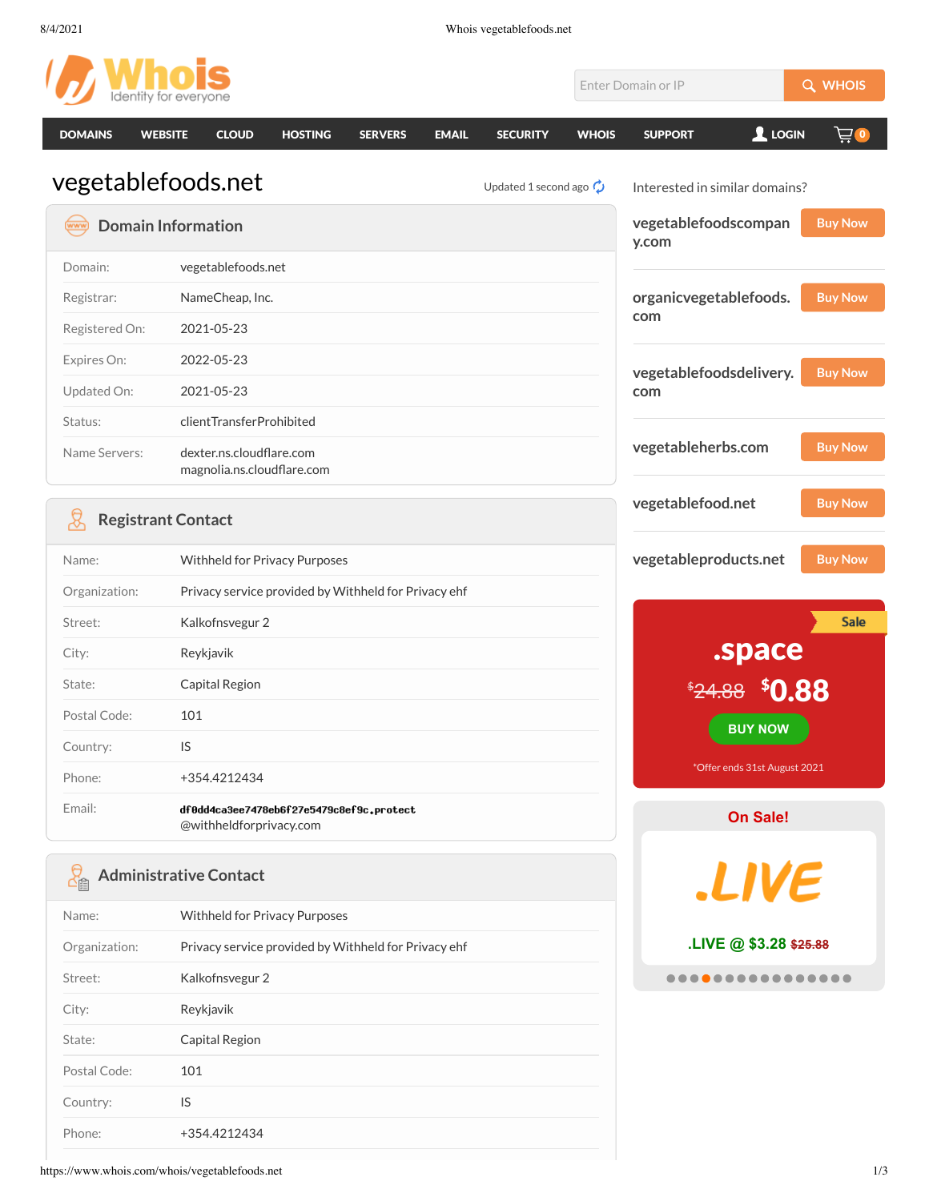# vegetablefoods.net

Updated 1 second ago

## Domain Information

| | |
|---|---|
| Domain: | vegetablefoods.net |
| Registrar: | NameCheap, Inc. |
| Registered On: | 2021-05-23 |
| Expires On: | 2022-05-23 |
| Updated On: | 2021-05-23 |
| Status: | clientTransferProhibited |
| Name Servers: | dexter.ns.cloudflare.com<br>magnolia.ns.cloudflare.com |

## Registrant Contact

| | |
|---|---|
| Name: | Withheld for Privacy Purposes |
| Organization: | Privacy service provided by Withheld for Privacy ehf |
| Street: | Kalkofnsvegur 2 |
| City: | Reykjavik |
| State: | Capital Region |
| Postal Code: | 101 |
| Country: | IS |
| Phone: | +354.4212434 |
| Email: | df0dd4ca3ee7478eb6f27e5479c8ef9c.protect@withheldforprivacy.com |

## Administrative Contact

| | |
|---|---|
| Name: | Withheld for Privacy Purposes |
| Organization: | Privacy service provided by Withheld for Privacy ehf |
| Street: | Kalkofnsvegur 2 |
| City: | Reykjavik |
| State: | Capital Region |
| Postal Code: | 101 |
| Country: | IS |
| Phone: | +354.4212434 |

Interested in similar domains?

- vegetablefoodscompany.com — Buy Now
- organicvegetablefoods.com — Buy Now
- vegetablefoodsdelivery.com — Buy Now
- vegetableherbs.com — Buy Now
- vegetablefood.net — Buy Now
- vegetableproducts.net — Buy Now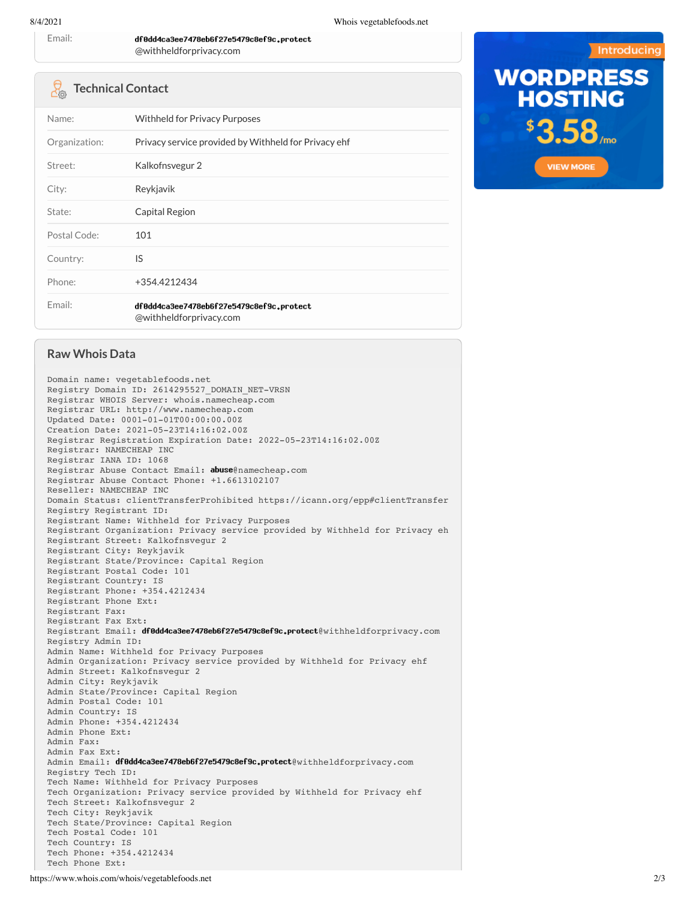| | |
|---|---|
| Email: | df0dd4ca3ee7478eb6f27e5479c8ef9c.protect@withheldforprivacy.com |

## Technical Contact

| | |
|---|---|
| Name: | Withheld for Privacy Purposes |
| Organization: | Privacy service provided by Withheld for Privacy ehf |
| Street: | Kalkofnsvegur 2 |
| City: | Reykjavik |
| State: | Capital Region |
| Postal Code: | 101 |
| Country: | IS |
| Phone: | +354.4212434 |
| Email: | df0dd4ca3ee7478eb6f27e5479c8ef9c.protect@withheldforprivacy.com |

## Raw Whois Data

```
Domain name: vegetablefoods.net
Registry Domain ID: 2614295527_DOMAIN_NET-VRSN
Registrar WHOIS Server: whois.namecheap.com
Registrar URL: http://www.namecheap.com
Updated Date: 0001-01-01T00:00:00.00Z
Creation Date: 2021-05-23T14:16:02.00Z
Registrar Registration Expiration Date: 2022-05-23T14:16:02.00Z
Registrar: NAMECHEAP INC
Registrar IANA ID: 1068
Registrar Abuse Contact Email: abuse@namecheap.com
Registrar Abuse Contact Phone: +1.6613102107
Reseller: NAMECHEAP INC
Domain Status: clientTransferProhibited https://icann.org/epp#clientTransfer
Registry Registrant ID:
Registrant Name: Withheld for Privacy Purposes
Registrant Organization: Privacy service provided by Withheld for Privacy eh
Registrant Street: Kalkofnsvegur 2
Registrant City: Reykjavik
Registrant State/Province: Capital Region
Registrant Postal Code: 101
Registrant Country: IS
Registrant Phone: +354.4212434
Registrant Phone Ext:
Registrant Fax:
Registrant Fax Ext:
Registrant Email: df0dd4ca3ee7478eb6f27e5479c8ef9c.protect@withheldforprivacy.com
Registry Admin ID:
Admin Name: Withheld for Privacy Purposes
Admin Organization: Privacy service provided by Withheld for Privacy ehf
Admin Street: Kalkofnsvegur 2
Admin City: Reykjavik
Admin State/Province: Capital Region
Admin Postal Code: 101
Admin Country: IS
Admin Phone: +354.4212434
Admin Phone Ext:
Admin Fax:
Admin Fax Ext:
Admin Email: df0dd4ca3ee7478eb6f27e5479c8ef9c.protect@withheldforprivacy.com
Registry Tech ID:
Tech Name: Withheld for Privacy Purposes
Tech Organization: Privacy service provided by Withheld for Privacy ehf
Tech Street: Kalkofnsvegur 2
Tech City: Reykjavik
Tech State/Province: Capital Region
Tech Postal Code: 101
Tech Country: IS
Tech Phone: +354.4212434
Tech Phone Ext:
```

Introducing **WORDPRESS HOSTING** $3.58/mo VIEW MORE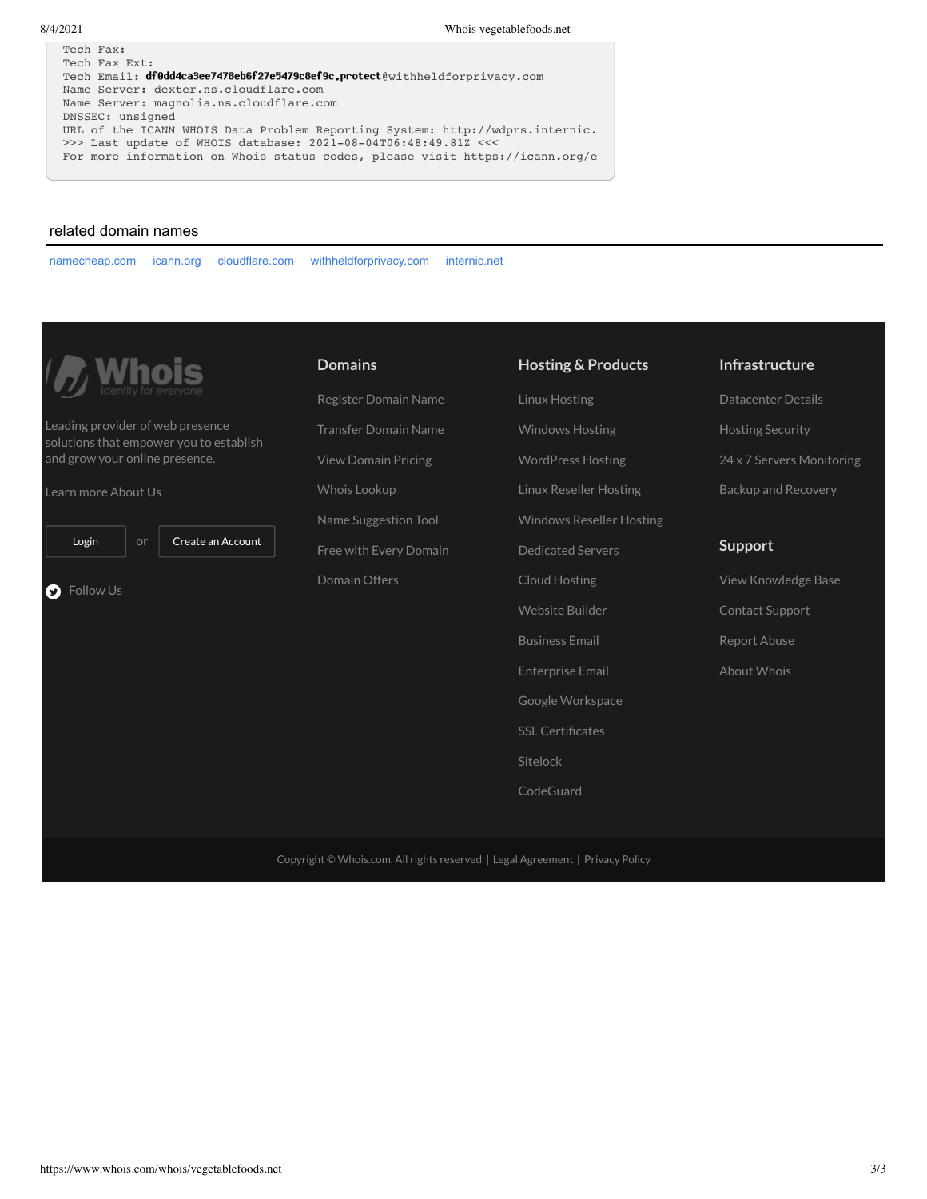```
Tech Fax:
Tech Fax Ext:
Tech Email: df0dd4ca3ee7478eb6f27e5479c8ef9c.protect@withheldforprivacy.com
Name Server: dexter.ns.cloudflare.com
Name Server: magnolia.ns.cloudflare.com
DNSSEC: unsigned
URL of the ICANN WHOIS Data Problem Reporting System: http://wdprs.internic.
>>> Last update of WHOIS database: 2021-08-04T06:48:49.81Z <<<
For more information on Whois status codes, please visit https://icann.org/e
```

## related domain names

namecheap.com icann.org cloudflare.com withheldforprivacy.com internic.net

Whois
Identity for everyone

Leading provider of web presence solutions that empower you to establish and grow your online presence.

Learn more About Us

Login or Create an Account

Follow Us

### Domains

- Register Domain Name
- Transfer Domain Name
- View Domain Pricing
- Whois Lookup
- Name Suggestion Tool
- Free with Every Domain
- Domain Offers

### Hosting & Products

- Linux Hosting
- Windows Hosting
- WordPress Hosting
- Linux Reseller Hosting
- Windows Reseller Hosting
- Dedicated Servers
- Cloud Hosting
- Website Builder
- Business Email
- Enterprise Email
- Google Workspace
- SSL Certificates
- Sitelock
- CodeGuard

### Infrastructure

- Datacenter Details
- Hosting Security
- 24 x 7 Servers Monitoring
- Backup and Recovery

### Support

- View Knowledge Base
- Contact Support
- Report Abuse
- About Whois

Copyright © Whois.com. All rights reserved | Legal Agreement | Privacy Policy